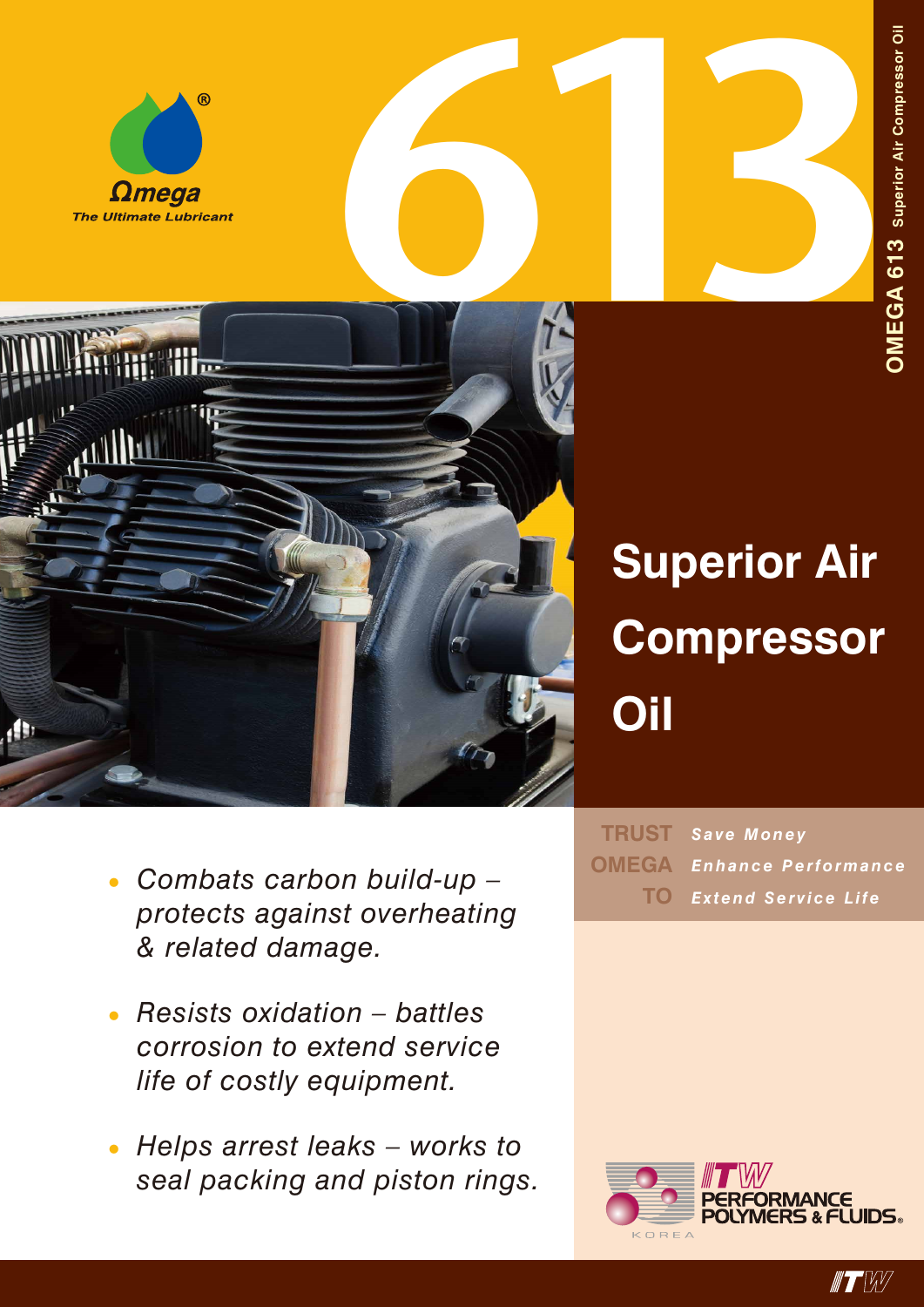Ωmega®

The Ultimate Lubricant

# 613

# Superior Air Compressor Oil

OMEGA 613 Superior Air Compressor Oil

- *Combats carbon build-up – protects against overheating & related damage.*
- *Resists oxidation – battles corrosion to extend service life of costly equipment.*
- *Helps arrest leaks – works to seal packing and piston rings.*

**TRUST OMEGA TO**

- *Save Money*
- *Enhance Performance*
- *Extend Service Life*

ITW PERFORMANCE POLYMERS & FLUIDS®

KOREA

ITW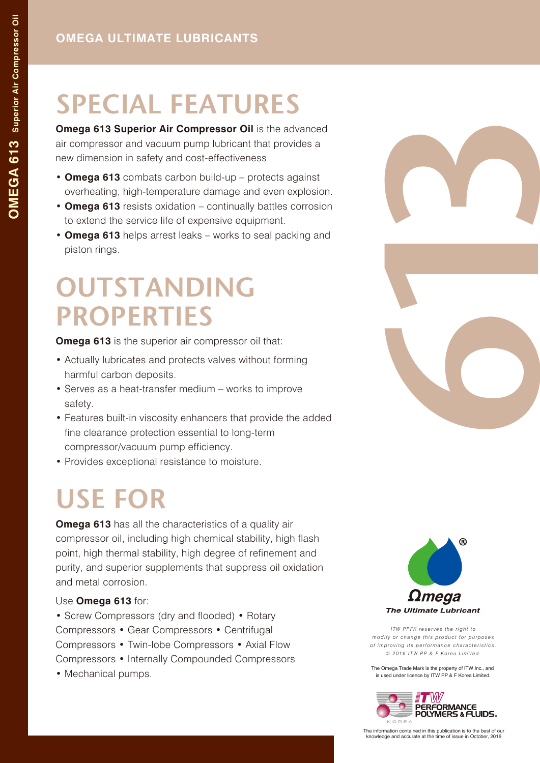# SPECIAL FEATURES

**Omega 613 Superior Air Compressor Oil** is the advanced air compressor and vacuum pump lubricant that provides a new dimension in safety and cost-effectiveness

- **Omega 613** combats carbon build-up – protects against overheating, high-temperature damage and even explosion.
- **Omega 613** resists oxidation – continually battles corrosion to extend the service life of expensive equipment.
- **Omega 613** helps arrest leaks – works to seal packing and piston rings.

# OUTSTANDING PROPERTIES

**Omega 613** is the superior air compressor oil that:

- Actually lubricates and protects valves without forming harmful carbon deposits.
- Serves as a heat-transfer medium – works to improve safety.
- Features built-in viscosity enhancers that provide the added fine clearance protection essential to long-term compressor/vacuum pump efficiency.
- Provides exceptional resistance to moisture.

# USE FOR

**Omega 613** has all the characteristics of a quality air compressor oil, including high chemical stability, high flash point, high thermal stability, high degree of refinement and purity, and superior supplements that suppress oil oxidation and metal corrosion.

Use **Omega 613** for:

• Screw Compressors (dry and flooded) • Rotary Compressors • Gear Compressors • Centrifugal Compressors • Twin-lobe Compressors • Axial Flow Compressors • Internally Compounded Compressors • Mechanical pumps.

Ωmega®
The Ultimate Lubricant

*ITW PPFK reserves the right to modify or change this product for purposes of improving its performance characteristics. © 2016 ITW PP & F Korea Limited*

The Omega Trade Mark is the property of ITW Inc., and is used under licence by ITW PP & F Korea Limited.

ITW PERFORMANCE POLYMERS & FLUIDS KOREA

The information contained in this publication is to the best of our knowledge and accurate at the time of issue in October, 2016